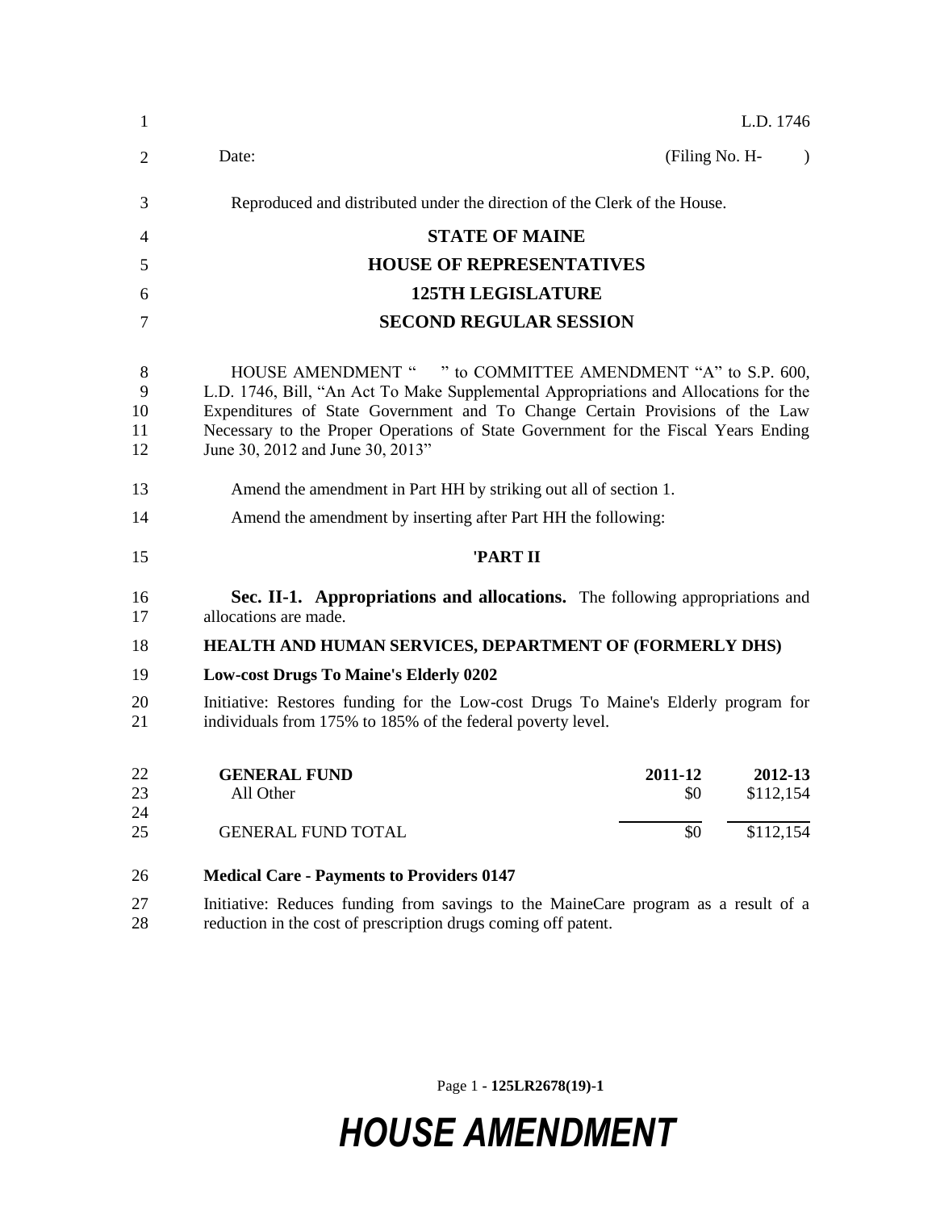L.D. 1746

Date: (Filing No. H- )

Reproduced and distributed under the direction of the Clerk of the House.

**STATE OF MAINE**

**HOUSE OF REPRESENTATIVES**

**125TH LEGISLATURE**

**SECOND REGULAR SESSION**

HOUSE AMENDMENT " " to COMMITTEE AMENDMENT "A" to S.P. 600, L.D. 1746, Bill, "An Act To Make Supplemental Appropriations and Allocations for the Expenditures of State Government and To Change Certain Provisions of the Law Necessary to the Proper Operations of State Government for the Fiscal Years Ending June 30, 2012 and June 30, 2013"

Amend the amendment in Part HH by striking out all of section 1.

Amend the amendment by inserting after Part HH the following:

**'PART II**

**Sec. II-1. Appropriations and allocations.** The following appropriations and allocations are made.

**HEALTH AND HUMAN SERVICES, DEPARTMENT OF (FORMERLY DHS)**

**Low-cost Drugs To Maine's Elderly 0202**

Initiative: Restores funding for the Low-cost Drugs To Maine's Elderly program for individuals from 175% to 185% of the federal poverty level.

| **GENERAL FUND** | **2011-12** | **2012-13** |
|---|---|---|
| All Other | $0 | $112,154 |
| GENERAL FUND TOTAL | $0 | $112,154 |

**Medical Care - Payments to Providers 0147**

Initiative: Reduces funding from savings to the MaineCare program as a result of a reduction in the cost of prescription drugs coming off patent.

# HOUSE AMENDMENT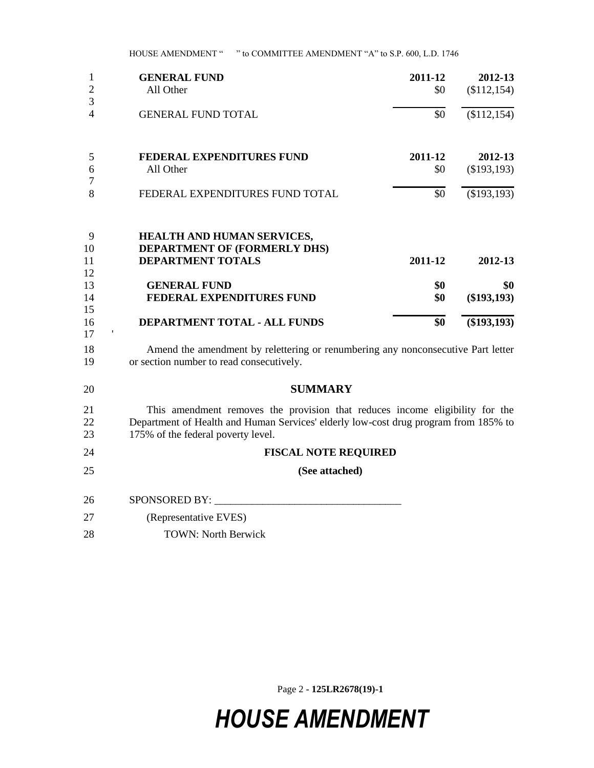| | | |
|---|---|---|
| **GENERAL FUND** | **2011-12** | **2012-13** |
| All Other | $0 | ($112,154) |
| GENERAL FUND TOTAL | $0 | ($112,154) |

| | | |
|---|---|---|
| **FEDERAL EXPENDITURES FUND** | **2011-12** | **2012-13** |
| All Other | $0 | ($193,193) |
| FEDERAL EXPENDITURES FUND TOTAL | $0 | ($193,193) |

| | | |
|---|---|---|
| **HEALTH AND HUMAN SERVICES, DEPARTMENT OF (FORMERLY DHS) DEPARTMENT TOTALS** | **2011-12** | **2012-13** |
| **GENERAL FUND** | **$0** | **$0** |
| **FEDERAL EXPENDITURES FUND** | **$0** | **($193,193)** |
| **DEPARTMENT TOTAL - ALL FUNDS** | **$0** | **($193,193)** |

'

Amend the amendment by relettering or renumbering any nonconsecutive Part letter or section number to read consecutively.

## SUMMARY

This amendment removes the provision that reduces income eligibility for the Department of Health and Human Services' elderly low-cost drug program from 185% to 175% of the federal poverty level.

**FISCAL NOTE REQUIRED**

**(See attached)**

SPONSORED BY: ___________________________________

(Representative EVES)

TOWN: North Berwick